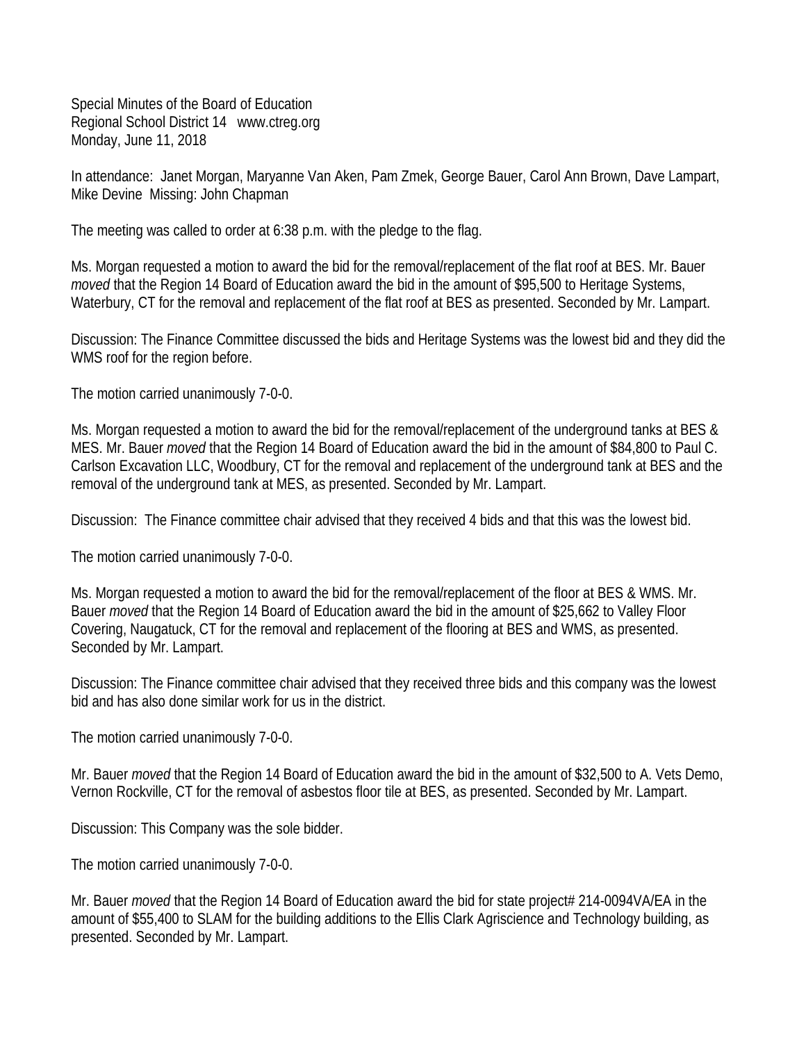Special Minutes of the Board of Education
Regional School District 14   www.ctreg.org
Monday, June 11, 2018

In attendance: Janet Morgan, Maryanne Van Aken, Pam Zmek, George Bauer, Carol Ann Brown, Dave Lampart, Mike Devine  Missing: John Chapman

The meeting was called to order at 6:38 p.m. with the pledge to the flag.

Ms. Morgan requested a motion to award the bid for the removal/replacement of the flat roof at BES. Mr. Bauer *moved* that the Region 14 Board of Education award the bid in the amount of $95,500 to Heritage Systems, Waterbury, CT for the removal and replacement of the flat roof at BES as presented. Seconded by Mr. Lampart.

Discussion: The Finance Committee discussed the bids and Heritage Systems was the lowest bid and they did the WMS roof for the region before.

The motion carried unanimously 7-0-0.

Ms. Morgan requested a motion to award the bid for the removal/replacement of the underground tanks at BES & MES. Mr. Bauer *moved* that the Region 14 Board of Education award the bid in the amount of $84,800 to Paul C. Carlson Excavation LLC, Woodbury, CT for the removal and replacement of the underground tank at BES and the removal of the underground tank at MES, as presented. Seconded by Mr. Lampart.

Discussion: The Finance committee chair advised that they received 4 bids and that this was the lowest bid.

The motion carried unanimously 7-0-0.

Ms. Morgan requested a motion to award the bid for the removal/replacement of the floor at BES & WMS. Mr. Bauer *moved* that the Region 14 Board of Education award the bid in the amount of $25,662 to Valley Floor Covering, Naugatuck, CT for the removal and replacement of the flooring at BES and WMS, as presented. Seconded by Mr. Lampart.

Discussion: The Finance committee chair advised that they received three bids and this company was the lowest bid and has also done similar work for us in the district.

The motion carried unanimously 7-0-0.

Mr. Bauer *moved* that the Region 14 Board of Education award the bid in the amount of $32,500 to A. Vets Demo, Vernon Rockville, CT for the removal of asbestos floor tile at BES, as presented. Seconded by Mr. Lampart.

Discussion: This Company was the sole bidder.

The motion carried unanimously 7-0-0.

Mr. Bauer *moved* that the Region 14 Board of Education award the bid for state project# 214-0094VA/EA in the amount of $55,400 to SLAM for the building additions to the Ellis Clark Agriscience and Technology building, as presented. Seconded by Mr. Lampart.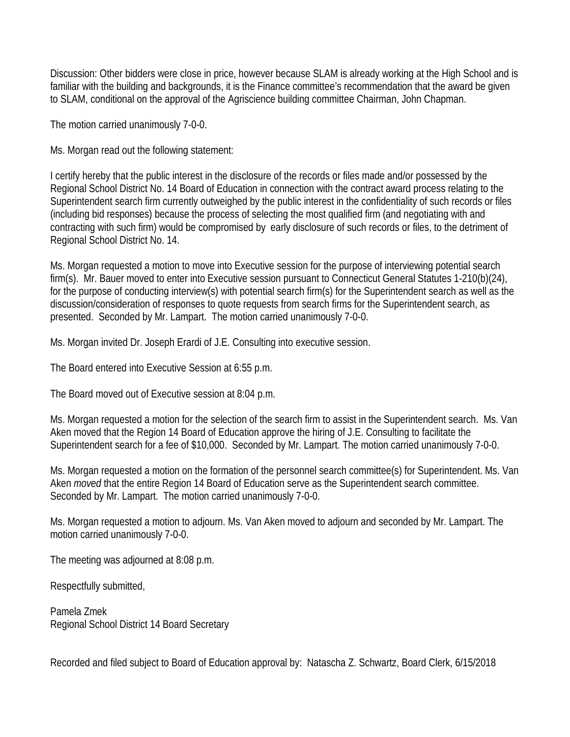Discussion: Other bidders were close in price, however because SLAM is already working at the High School and is familiar with the building and backgrounds, it is the Finance committee's recommendation that the award be given to SLAM, conditional on the approval of the Agriscience building committee Chairman, John Chapman.

The motion carried unanimously 7-0-0.

Ms. Morgan read out the following statement:

I certify hereby that the public interest in the disclosure of the records or files made and/or possessed by the Regional School District No. 14 Board of Education in connection with the contract award process relating to the Superintendent search firm currently outweighed by the public interest in the confidentiality of such records or files (including bid responses) because the process of selecting the most qualified firm (and negotiating with and contracting with such firm) would be compromised by early disclosure of such records or files, to the detriment of Regional School District No. 14.

Ms. Morgan requested a motion to move into Executive session for the purpose of interviewing potential search firm(s). Mr. Bauer moved to enter into Executive session pursuant to Connecticut General Statutes 1-210(b)(24), for the purpose of conducting interview(s) with potential search firm(s) for the Superintendent search as well as the discussion/consideration of responses to quote requests from search firms for the Superintendent search, as presented. Seconded by Mr. Lampart. The motion carried unanimously 7-0-0.

Ms. Morgan invited Dr. Joseph Erardi of J.E. Consulting into executive session.

The Board entered into Executive Session at 6:55 p.m.

The Board moved out of Executive session at 8:04 p.m.

Ms. Morgan requested a motion for the selection of the search firm to assist in the Superintendent search. Ms. Van Aken moved that the Region 14 Board of Education approve the hiring of J.E. Consulting to facilitate the Superintendent search for a fee of $10,000. Seconded by Mr. Lampart. The motion carried unanimously 7-0-0.

Ms. Morgan requested a motion on the formation of the personnel search committee(s) for Superintendent. Ms. Van Aken *moved* that the entire Region 14 Board of Education serve as the Superintendent search committee. Seconded by Mr. Lampart. The motion carried unanimously 7-0-0.

Ms. Morgan requested a motion to adjourn. Ms. Van Aken moved to adjourn and seconded by Mr. Lampart. The motion carried unanimously 7-0-0.

The meeting was adjourned at 8:08 p.m.

Respectfully submitted,

Pamela Zmek
Regional School District 14 Board Secretary

Recorded and filed subject to Board of Education approval by: Natascha Z. Schwartz, Board Clerk, 6/15/2018